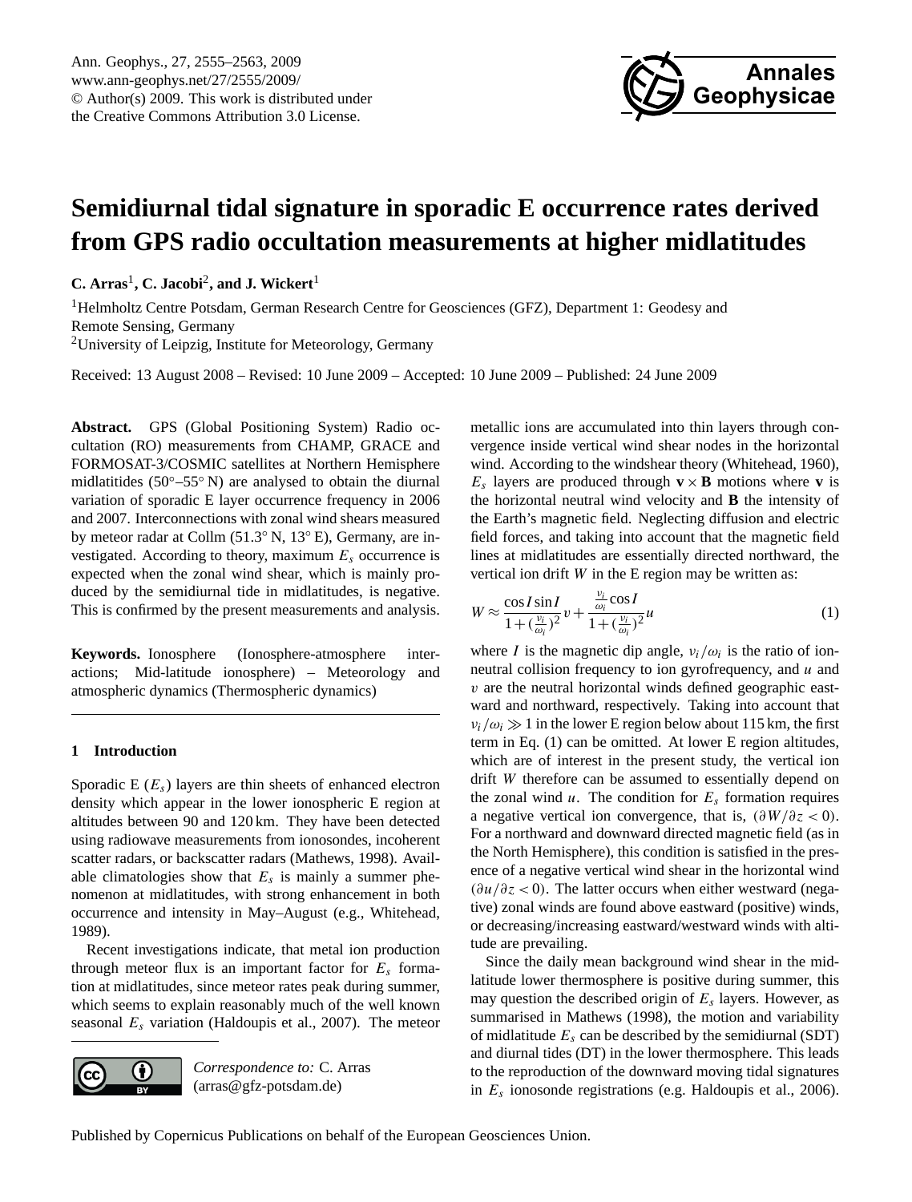# Semidiurnal tidal signature in sporadic E occurrence rates derived from GPS radio occultation measurements at higher midlatitudes

**C. Arras**[1], **C. Jacobi**[2], **and J. Wickert**[1]

[1]Helmholtz Centre Potsdam, German Research Centre for Geosciences (GFZ), Department 1: Geodesy and Remote Sensing, Germany

[2]University of Leipzig, Institute for Meteorology, Germany

Received: 13 August 2008 – Revised: 10 June 2009 – Accepted: 10 June 2009 – Published: 24 June 2009

**Abstract.** GPS (Global Positioning System) Radio occultation (RO) measurements from CHAMP, GRACE and FORMOSAT-3/COSMIC satellites at Northern Hemisphere midlatitides (50°–55° N) are analysed to obtain the diurnal variation of sporadic E layer occurrence frequency in 2006 and 2007. Interconnections with zonal wind shears measured by meteor radar at Collm (51.3° N, 13° E), Germany, are investigated. According to theory, maximum $E_s$ occurrence is expected when the zonal wind shear, which is mainly produced by the semidiurnal tide in midlatitudes, is negative. This is confirmed by the present measurements and analysis.

**Keywords.** Ionosphere (Ionosphere-atmosphere interactions; Mid-latitude ionosphere) – Meteorology and atmospheric dynamics (Thermospheric dynamics)

## 1 Introduction

Sporadic E ($E_s$) layers are thin sheets of enhanced electron density which appear in the lower ionospheric E region at altitudes between 90 and 120 km. They have been detected using radiowave measurements from ionosondes, incoherent scatter radars, or backscatter radars (Mathews, 1998). Available climatologies show that $E_s$ is mainly a summer phenomenon at midlatitudes, with strong enhancement in both occurrence and intensity in May–August (e.g., Whitehead, 1989).

Recent investigations indicate, that metal ion production through meteor flux is an important factor for $E_s$ formation at midlatitudes, since meteor rates peak during summer, which seems to explain reasonably much of the well known seasonal $E_s$ variation (Haldoupis et al., 2007). The meteor metallic ions are accumulated into thin layers through convergence inside vertical wind shear nodes in the horizontal wind. According to the windshear theory (Whitehead, 1960), $E_s$ layers are produced through $\mathbf{v}\times\mathbf{B}$ motions where $\mathbf{v}$ is the horizontal neutral wind velocity and $\mathbf{B}$ the intensity of the Earth's magnetic field. Neglecting diffusion and electric field forces, and taking into account that the magnetic field lines at midlatitudes are essentially directed northward, the vertical ion drift $W$ in the E region may be written as:

$$W \approx \frac{\cos I \sin I}{1+(\frac{\nu_i}{\omega_i})^2} v + \frac{\frac{\nu_i}{\omega_i}\cos I}{1+(\frac{\nu_i}{\omega_i})^2} u \tag{1}$$

where $I$ is the magnetic dip angle, $\nu_i/\omega_i$ is the ratio of ion-neutral collision frequency to ion gyrofrequency, and $u$ and $v$ are the neutral horizontal winds defined geographic eastward and northward, respectively. Taking into account that $\nu_i/\omega_i \gg 1$ in the lower E region below about 115 km, the first term in Eq. (1) can be omitted. At lower E region altitudes, which are of interest in the present study, the vertical ion drift $W$ therefore can be assumed to essentially depend on the zonal wind $u$. The condition for $E_s$ formation requires a negative vertical ion convergence, that is, $(\partial W/\partial z < 0)$. For a northward and downward directed magnetic field (as in the North Hemisphere), this condition is satisfied in the presence of a negative vertical wind shear in the horizontal wind $(\partial u/\partial z < 0)$. The latter occurs when either westward (negative) zonal winds are found above eastward (positive) winds, or decreasing/increasing eastward/westward winds with altitude are prevailing.

Since the daily mean background wind shear in the midlatitude lower thermosphere is positive during summer, this may question the described origin of $E_s$ layers. However, as summarised in Mathews (1998), the motion and variability of midlatitude $E_s$ can be described by the semidiurnal (SDT) and diurnal tides (DT) in the lower thermosphere. This leads to the reproduction of the downward moving tidal signatures in $E_s$ ionosonde registrations (e.g. Haldoupis et al., 2006).

*Correspondence to:* C. Arras (arras@gfz-potsdam.de)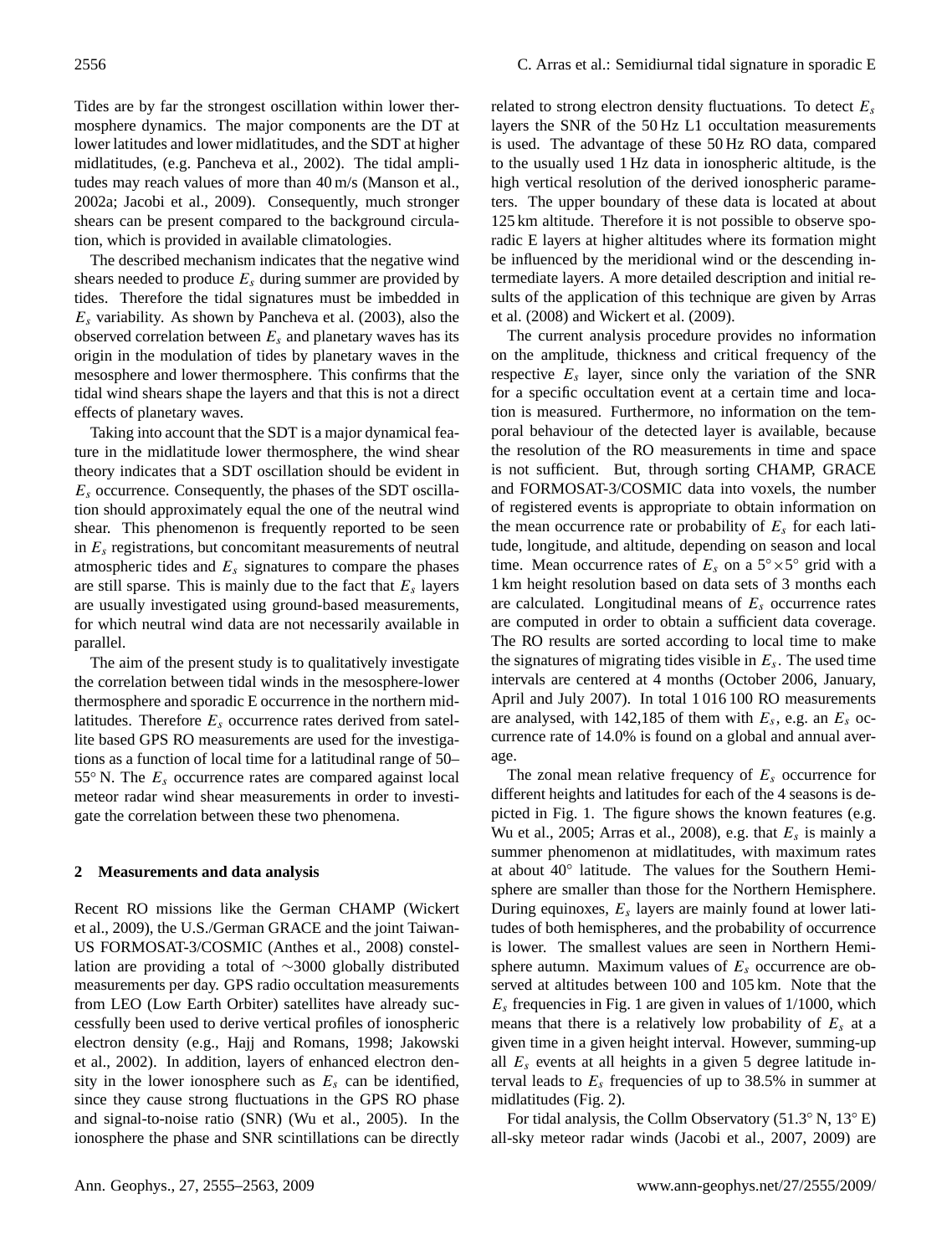Tides are by far the strongest oscillation within lower thermosphere dynamics. The major components are the DT at lower latitudes and lower midlatitudes, and the SDT at higher midlatitudes, (e.g. Pancheva et al., 2002). The tidal amplitudes may reach values of more than 40 m/s (Manson et al., 2002a; Jacobi et al., 2009). Consequently, much stronger shears can be present compared to the background circulation, which is provided in available climatologies.

The described mechanism indicates that the negative wind shears needed to produce $E_s$ during summer are provided by tides. Therefore the tidal signatures must be imbedded in $E_s$ variability. As shown by Pancheva et al. (2003), also the observed correlation between $E_s$ and planetary waves has its origin in the modulation of tides by planetary waves in the mesosphere and lower thermosphere. This confirms that the tidal wind shears shape the layers and that this is not a direct effects of planetary waves.

Taking into account that the SDT is a major dynamical feature in the midlatitude lower thermosphere, the wind shear theory indicates that a SDT oscillation should be evident in $E_s$ occurrence. Consequently, the phases of the SDT oscillation should approximately equal the one of the neutral wind shear. This phenomenon is frequently reported to be seen in $E_s$ registrations, but concomitant measurements of neutral atmospheric tides and $E_s$ signatures to compare the phases are still sparse. This is mainly due to the fact that $E_s$ layers are usually investigated using ground-based measurements, for which neutral wind data are not necessarily available in parallel.

The aim of the present study is to qualitatively investigate the correlation between tidal winds in the mesosphere-lower thermosphere and sporadic E occurrence in the northern midlatitudes. Therefore $E_s$ occurrence rates derived from satellite based GPS RO measurements are used for the investigations as a function of local time for a latitudinal range of 50–55° N. The $E_s$ occurrence rates are compared against local meteor radar wind shear measurements in order to investigate the correlation between these two phenomena.

## 2 Measurements and data analysis

Recent RO missions like the German CHAMP (Wickert et al., 2009), the U.S./German GRACE and the joint Taiwan-US FORMOSAT-3/COSMIC (Anthes et al., 2008) constellation are providing a total of ∼3000 globally distributed measurements per day. GPS radio occultation measurements from LEO (Low Earth Orbiter) satellites have already successfully been used to derive vertical profiles of ionospheric electron density (e.g., Hajj and Romans, 1998; Jakowski et al., 2002). In addition, layers of enhanced electron density in the lower ionosphere such as $E_s$ can be identified, since they cause strong fluctuations in the GPS RO phase and signal-to-noise ratio (SNR) (Wu et al., 2005). In the ionosphere the phase and SNR scintillations can be directly related to strong electron density fluctuations. To detect $E_s$ layers the SNR of the 50 Hz L1 occultation measurements is used. The advantage of these 50 Hz RO data, compared to the usually used 1 Hz data in ionospheric altitude, is the high vertical resolution of the derived ionospheric parameters. The upper boundary of these data is located at about 125 km altitude. Therefore it is not possible to observe sporadic E layers at higher altitudes where its formation might be influenced by the meridional wind or the descending intermediate layers. A more detailed description and initial results of the application of this technique are given by Arras et al. (2008) and Wickert et al. (2009).

The current analysis procedure provides no information on the amplitude, thickness and critical frequency of the respective $E_s$ layer, since only the variation of the SNR for a specific occultation event at a certain time and location is measured. Furthermore, no information on the temporal behaviour of the detected layer is available, because the resolution of the RO measurements in time and space is not sufficient. But, through sorting CHAMP, GRACE and FORMOSAT-3/COSMIC data into voxels, the number of registered events is appropriate to obtain information on the mean occurrence rate or probability of $E_s$ for each latitude, longitude, and altitude, depending on season and local time. Mean occurrence rates of $E_s$ on a 5°×5° grid with a 1 km height resolution based on data sets of 3 months each are calculated. Longitudinal means of $E_s$ occurrence rates are computed in order to obtain a sufficient data coverage. The RO results are sorted according to local time to make the signatures of migrating tides visible in $E_s$. The used time intervals are centered at 4 months (October 2006, January, April and July 2007). In total 1 016 100 RO measurements are analysed, with 142,185 of them with $E_s$, e.g. an $E_s$ occurrence rate of 14.0% is found on a global and annual average.

The zonal mean relative frequency of $E_s$ occurrence for different heights and latitudes for each of the 4 seasons is depicted in Fig. 1. The figure shows the known features (e.g. Wu et al., 2005; Arras et al., 2008), e.g. that $E_s$ is mainly a summer phenomenon at midlatitudes, with maximum rates at about 40° latitude. The values for the Southern Hemisphere are smaller than those for the Northern Hemisphere. During equinoxes, $E_s$ layers are mainly found at lower latitudes of both hemispheres, and the probability of occurrence is lower. The smallest values are seen in Northern Hemisphere autumn. Maximum values of $E_s$ occurrence are observed at altitudes between 100 and 105 km. Note that the $E_s$ frequencies in Fig. 1 are given in values of 1/1000, which means that there is a relatively low probability of $E_s$ at a given time in a given height interval. However, summing-up all $E_s$ events at all heights in a given 5 degree latitude interval leads to $E_s$ frequencies of up to 38.5% in summer at midlatitudes (Fig. 2).

For tidal analysis, the Collm Observatory (51.3° N, 13° E) all-sky meteor radar winds (Jacobi et al., 2007, 2009) are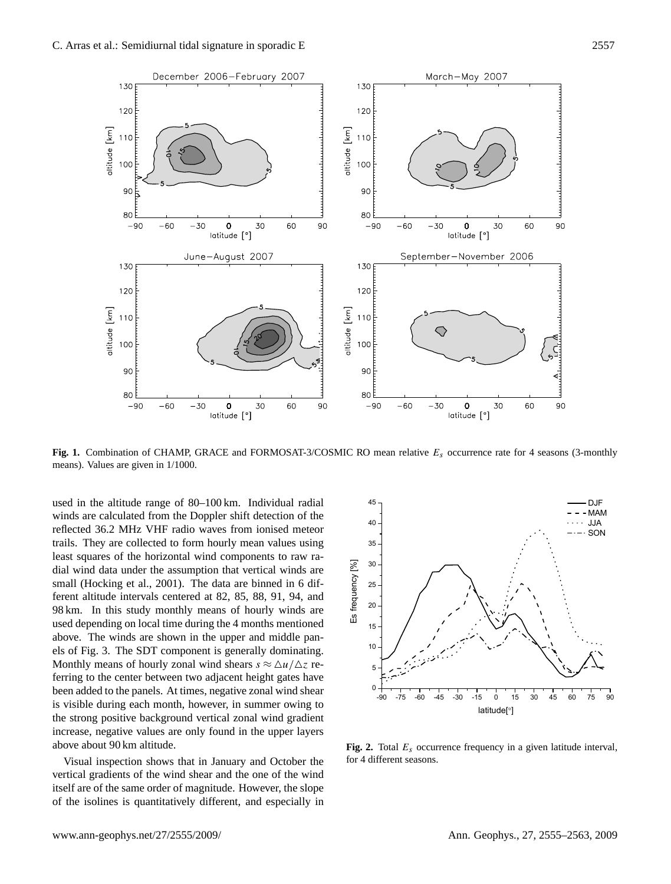December 2006–February 2007

March–May 2007

June–August 2007

September–November 2006

altitude [km]

latitude [°]

**Fig. 1.** Combination of CHAMP, GRACE and FORMOSAT-3/COSMIC RO mean relative $E_s$ occurrence rate for 4 seasons (3-monthly means). Values are given in 1/1000.

used in the altitude range of 80–100 km. Individual radial winds are calculated from the Doppler shift detection of the reflected 36.2 MHz VHF radio waves from ionised meteor trails. They are collected to form hourly mean values using least squares of the horizontal wind components to raw radial wind data under the assumption that vertical winds are small (Hocking et al., 2001). The data are binned in 6 different altitude intervals centered at 82, 85, 88, 91, 94, and 98 km. In this study monthly means of hourly winds are used depending on local time during the 4 months mentioned above. The winds are shown in the upper and middle panels of Fig. 3. The SDT component is generally dominating. Monthly means of hourly zonal wind shears $s \approx \triangle u/\triangle z$ referring to the center between two adjacent height gates have been added to the panels. At times, negative zonal wind shear is visible during each month, however, in summer owing to the strong positive background vertical zonal wind gradient increase, negative values are only found in the upper layers above about 90 km altitude.

Visual inspection shows that in January and October the vertical gradients of the wind shear and the one of the wind itself are of the same order of magnitude. However, the slope of the isolines is quantitatively different, and especially in

DJF
MAM
JJA
SON

Es frequency [%]

latitude[°]

**Fig. 2.** Total $E_s$ occurrence frequency in a given latitude interval, for 4 different seasons.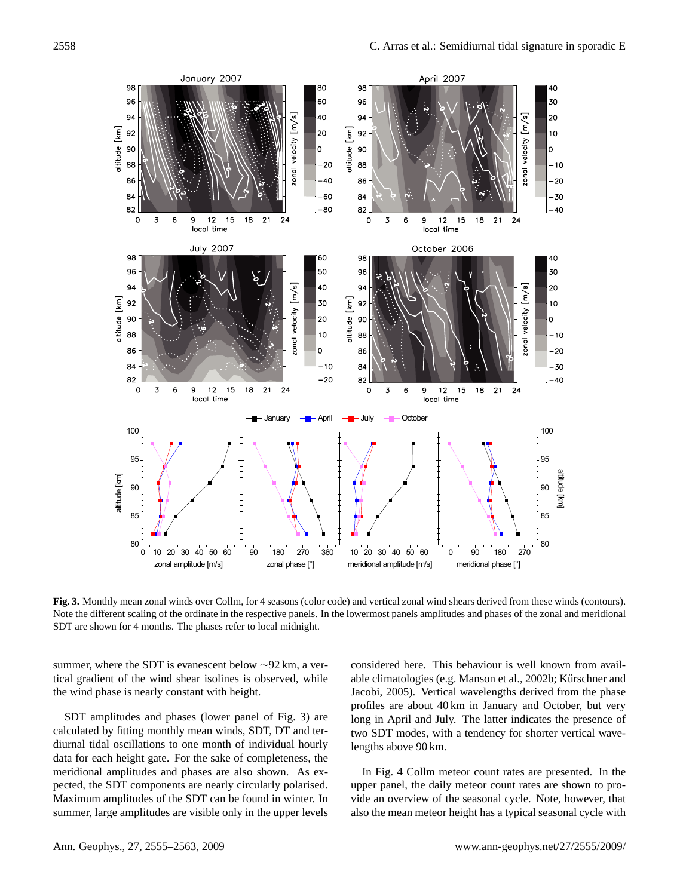January 2007

98
96
94
92
90
88
86
84
82

altitude [km]

0 3 6 9 12 15 18 21 24
local time

80
60
40
20
0
−20
−40
−60
−80
zonal velocity [m/s]

April 2007

altitude [km]

0 3 6 9 12 15 18 21 24
local time

40
30
20
10
0
−10
−20
−30
−40
zonal velocity [m/s]

July 2007

altitude [km]

0 3 6 9 12 15 18 21 24
local time

60
50
40
30
20
10
0
−10
−20
zonal velocity [m/s]

October 2006

altitude [km]

0 3 6 9 12 15 18 21 24
local time

40
30
20
10
0
−10
−20
−30
−40
zonal velocity [m/s]

January April July October

altitude [km]
100
95
90
85
80

0 10 20 30 40 50 60
zonal amplitude [m/s]

90 180 270 360
zonal phase [°]

10 20 30 40 50 60
meridional amplitude [m/s]

0 90 180 270
meridional phase [°]

**Fig. 3.** Monthly mean zonal winds over Collm, for 4 seasons (color code) and vertical zonal wind shears derived from these winds (contours). Note the different scaling of the ordinate in the respective panels. In the lowermost panels amplitudes and phases of the zonal and meridional SDT are shown for 4 months. The phases refer to local midnight.

summer, where the SDT is evanescent below ∼92 km, a vertical gradient of the wind shear isolines is observed, while the wind phase is nearly constant with height.

SDT amplitudes and phases (lower panel of Fig. 3) are calculated by fitting monthly mean winds, SDT, DT and terdiurnal tidal oscillations to one month of individual hourly data for each height gate. For the sake of completeness, the meridional amplitudes and phases are also shown. As expected, the SDT components are nearly circularly polarised. Maximum amplitudes of the SDT can be found in winter. In summer, large amplitudes are visible only in the upper levels considered here. This behaviour is well known from available climatologies (e.g. Manson et al., 2002b; Kürschner and Jacobi, 2005). Vertical wavelengths derived from the phase profiles are about 40 km in January and October, but very long in April and July. The latter indicates the presence of two SDT modes, with a tendency for shorter vertical wavelengths above 90 km.

In Fig. 4 Collm meteor count rates are presented. In the upper panel, the daily meteor count rates are shown to provide an overview of the seasonal cycle. Note, however, that also the mean meteor height has a typical seasonal cycle with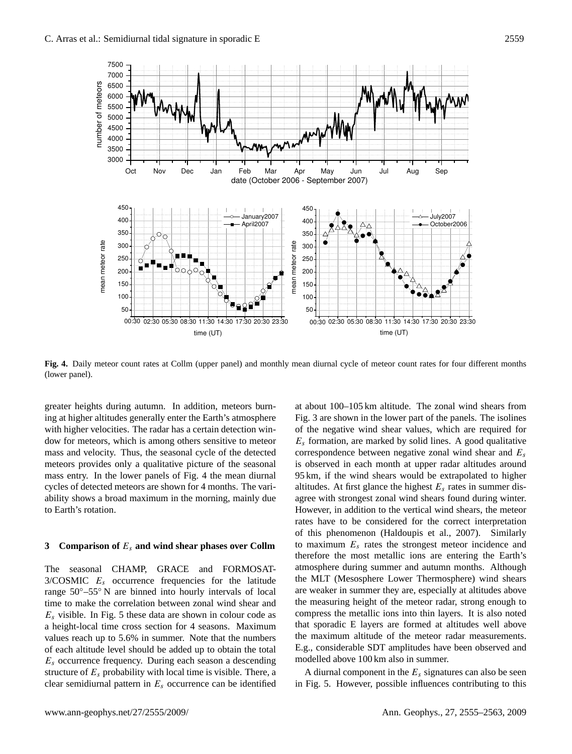number of meteors
7500
7000
6500
6000
5500
5000
4500
4000
3500
3000
Oct Nov Dec Jan Feb Mar Apr May Jun Jul Aug Sep
date (October 2006 - September 2007)

mean meteor rate
450 400 350 300 250 200 150 100 50
00:30 02:30 05:30 08:30 11:30 14:30 17:30 20:30 23:30
time (UT)
January2007
April2007

mean meteor rate
450 400 350 300 250 200 150 100 50
00:30 02:30 05:30 08:30 11:30 14:30 17:30 20:30 23:30
time (UT)
July2007
October2006

**Fig. 4.** Daily meteor count rates at Collm (upper panel) and monthly mean diurnal cycle of meteor count rates for four different months (lower panel).

greater heights during autumn. In addition, meteors burning at higher altitudes generally enter the Earth's atmosphere with higher velocities. The radar has a certain detection window for meteors, which is among others sensitive to meteor mass and velocity. Thus, the seasonal cycle of the detected meteors provides only a qualitative picture of the seasonal mass entry. In the lower panels of Fig. 4 the mean diurnal cycles of detected meteors are shown for 4 months. The variability shows a broad maximum in the morning, mainly due to Earth's rotation.

## 3 Comparison of $E_s$ and wind shear phases over Collm

The seasonal CHAMP, GRACE and FORMOSAT-3/COSMIC $E_s$ occurrence frequencies for the latitude range 50°–55° N are binned into hourly intervals of local time to make the correlation between zonal wind shear and $E_s$ visible. In Fig. 5 these data are shown in colour code as a height-local time cross section for 4 seasons. Maximum values reach up to 5.6% in summer. Note that the numbers of each altitude level should be added up to obtain the total $E_s$ occurrence frequency. During each season a descending structure of $E_s$ probability with local time is visible. There, a clear semidiurnal pattern in $E_s$ occurrence can be identified at about 100–105 km altitude. The zonal wind shears from Fig. 3 are shown in the lower part of the panels. The isolines of the negative wind shear values, which are required for $E_s$ formation, are marked by solid lines. A good qualitative correspondence between negative zonal wind shear and $E_s$ is observed in each month at upper radar altitudes around 95 km, if the wind shears would be extrapolated to higher altitudes. At first glance the highest $E_s$ rates in summer disagree with strongest zonal wind shears found during winter. However, in addition to the vertical wind shears, the meteor rates have to be considered for the correct interpretation of this phenomenon (Haldoupis et al., 2007). Similarly to maximum $E_s$ rates the strongest meteor incidence and therefore the most metallic ions are entering the Earth's atmosphere during summer and autumn months. Although the MLT (Mesosphere Lower Thermosphere) wind shears are weaker in summer they are, especially at altitudes above the measuring height of the meteor radar, strong enough to compress the metallic ions into thin layers. It is also noted that sporadic E layers are formed at altitudes well above the maximum altitude of the meteor radar measurements. E.g., considerable SDT amplitudes have been observed and modelled above 100 km also in summer.

A diurnal component in the $E_s$ signatures can also be seen in Fig. 5. However, possible influences contributing to this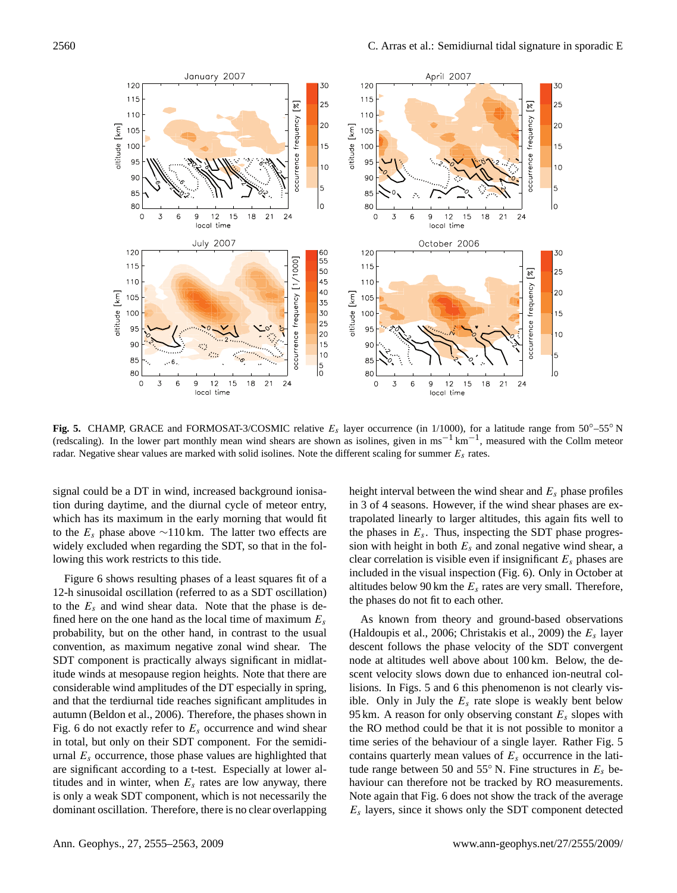**Fig. 5.** CHAMP, GRACE and FORMOSAT-3/COSMIC relative $E_s$ layer occurrence (in 1/1000), for a latitude range from 50°–55° N (redscaling). In the lower part monthly mean wind shears are shown as isolines, given in $\mathrm{ms^{-1}\,km^{-1}}$, measured with the Collm meteor radar. Negative shear values are marked with solid isolines. Note the different scaling for summer $E_s$ rates.

signal could be a DT in wind, increased background ionisation during daytime, and the diurnal cycle of meteor entry, which has its maximum in the early morning that would fit to the $E_s$ phase above ~110 km. The latter two effects are widely excluded when regarding the SDT, so that in the following this work restricts to this tide.

Figure 6 shows resulting phases of a least squares fit of a 12-h sinusoidal oscillation (referred to as a SDT oscillation) to the $E_s$ and wind shear data. Note that the phase is defined here on the one hand as the local time of maximum $E_s$ probability, but on the other hand, in contrast to the usual convention, as maximum negative zonal wind shear. The SDT component is practically always significant in midlatitude winds at mesopause region heights. Note that there are considerable wind amplitudes of the DT especially in spring, and that the terdiurnal tide reaches significant amplitudes in autumn (Beldon et al., 2006). Therefore, the phases shown in Fig. 6 do not exactly refer to $E_s$ occurrence and wind shear in total, but only on their SDT component. For the semidiurnal $E_s$ occurrence, those phase values are highlighted that are significant according to a t-test. Especially at lower altitudes and in winter, when $E_s$ rates are low anyway, there is only a weak SDT component, which is not necessarily the dominant oscillation. Therefore, there is no clear overlapping height interval between the wind shear and $E_s$ phase profiles in 3 of 4 seasons. However, if the wind shear phases are extrapolated linearly to larger altitudes, this again fits well to the phases in $E_s$. Thus, inspecting the SDT phase progression with height in both $E_s$ and zonal negative wind shear, a clear correlation is visible even if insignificant $E_s$ phases are included in the visual inspection (Fig. 6). Only in October at altitudes below 90 km the $E_s$ rates are very small. Therefore, the phases do not fit to each other.

As known from theory and ground-based observations (Haldoupis et al., 2006; Christakis et al., 2009) the $E_s$ layer descent follows the phase velocity of the SDT convergent node at altitudes well above about 100 km. Below, the descent velocity slows down due to enhanced ion-neutral collisions. In Figs. 5 and 6 this phenomenon is not clearly visible. Only in July the $E_s$ rate slope is weakly bent below 95 km. A reason for only observing constant $E_s$ slopes with the RO method could be that it is not possible to monitor a time series of the behaviour of a single layer. Rather Fig. 5 contains quarterly mean values of $E_s$ occurrence in the latitude range between 50 and 55° N. Fine structures in $E_s$ behaviour can therefore not be tracked by RO measurements. Note again that Fig. 6 does not show the track of the average $E_s$ layers, since it shows only the SDT component detected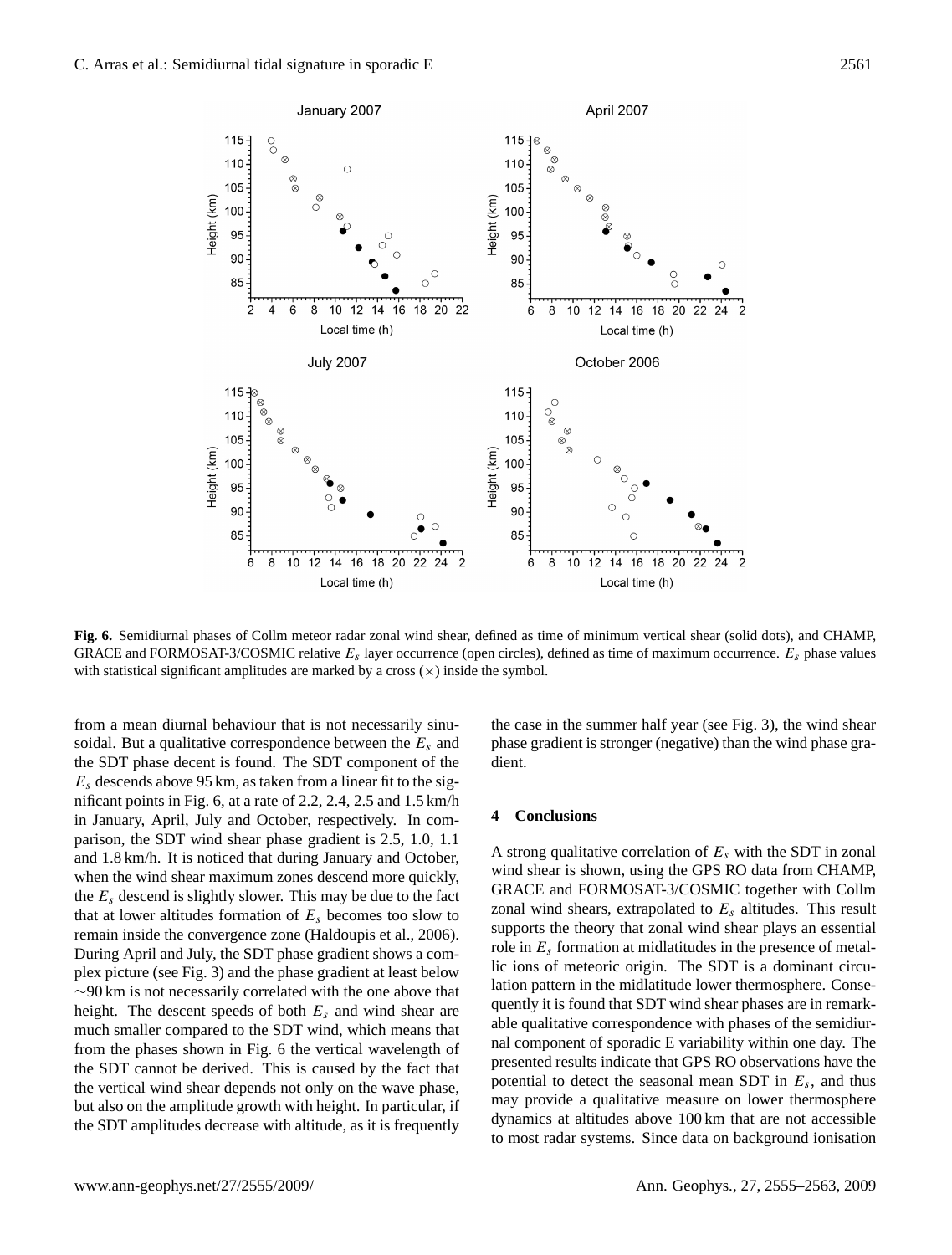January 2007

Height (km)

115
110
105
100
95
90
85

2 4 6 8 10 12 14 16 18 20 22

Local time (h)

April 2007

Height (km)

115
110
105
100
95
90
85

6 8 10 12 14 16 18 20 22 24 2

Local time (h)

July 2007

Height (km)

115
110
105
100
95
90
85

6 8 10 12 14 16 18 20 22 24 2

Local time (h)

October 2006

Height (km)

115
110
105
100
95
90
85

6 8 10 12 14 16 18 20 22 24 2

Local time (h)

**Fig. 6.** Semidiurnal phases of Collm meteor radar zonal wind shear, defined as time of minimum vertical shear (solid dots), and CHAMP, GRACE and FORMOSAT-3/COSMIC relative $E_s$ layer occurrence (open circles), defined as time of maximum occurrence. $E_s$ phase values with statistical significant amplitudes are marked by a cross ($\times$) inside the symbol.

from a mean diurnal behaviour that is not necessarily sinusoidal. But a qualitative correspondence between the $E_s$ and the SDT phase decent is found. The SDT component of the $E_s$ descends above 95 km, as taken from a linear fit to the significant points in Fig. 6, at a rate of 2.2, 2.4, 2.5 and 1.5 km/h in January, April, July and October, respectively. In comparison, the SDT wind shear phase gradient is 2.5, 1.0, 1.1 and 1.8 km/h. It is noticed that during January and October, when the wind shear maximum zones descend more quickly, the $E_s$ descend is slightly slower. This may be due to the fact that at lower altitudes formation of $E_s$ becomes too slow to remain inside the convergence zone (Haldoupis et al., 2006). During April and July, the SDT phase gradient shows a complex picture (see Fig. 3) and the phase gradient at least below ~90 km is not necessarily correlated with the one above that height. The descent speeds of both $E_s$ and wind shear are much smaller compared to the SDT wind, which means that from the phases shown in Fig. 6 the vertical wavelength of the SDT cannot be derived. This is caused by the fact that the vertical wind shear depends not only on the wave phase, but also on the amplitude growth with height. In particular, if the SDT amplitudes decrease with altitude, as it is frequently the case in the summer half year (see Fig. 3), the wind shear phase gradient is stronger (negative) than the wind phase gradient.

## 4 Conclusions

A strong qualitative correlation of $E_s$ with the SDT in zonal wind shear is shown, using the GPS RO data from CHAMP, GRACE and FORMOSAT-3/COSMIC together with Collm zonal wind shears, extrapolated to $E_s$ altitudes. This result supports the theory that zonal wind shear plays an essential role in $E_s$ formation at midlatitudes in the presence of metallic ions of meteoric origin. The SDT is a dominant circulation pattern in the midlatitude lower thermosphere. Consequently it is found that SDT wind shear phases are in remarkable qualitative correspondence with phases of the semidiurnal component of sporadic E variability within one day. The presented results indicate that GPS RO observations have the potential to detect the seasonal mean SDT in $E_s$, and thus may provide a qualitative measure on lower thermosphere dynamics at altitudes above 100 km that are not accessible to most radar systems. Since data on background ionisation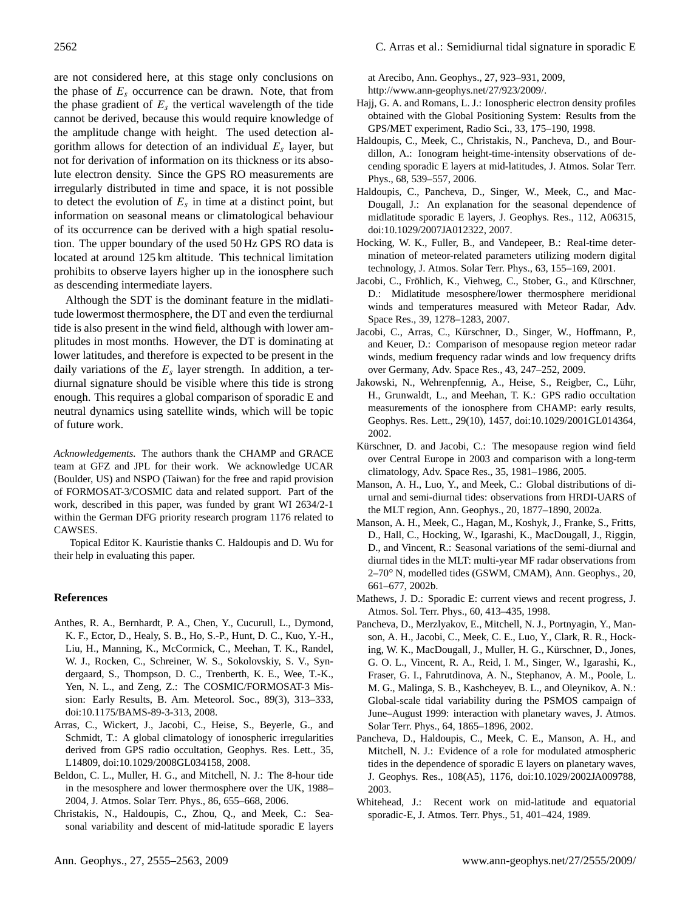are not considered here, at this stage only conclusions on the phase of $E_s$ occurrence can be drawn. Note, that from the phase gradient of $E_s$ the vertical wavelength of the tide cannot be derived, because this would require knowledge of the amplitude change with height. The used detection algorithm allows for detection of an individual $E_s$ layer, but not for derivation of information on its thickness or its absolute electron density. Since the GPS RO measurements are irregularly distributed in time and space, it is not possible to detect the evolution of $E_s$ in time at a distinct point, but information on seasonal means or climatological behaviour of its occurrence can be derived with a high spatial resolution. The upper boundary of the used 50 Hz GPS RO data is located at around 125 km altitude. This technical limitation prohibits to observe layers higher up in the ionosphere such as descending intermediate layers.

Although the SDT is the dominant feature in the midlatitude lowermost thermosphere, the DT and even the terdiurnal tide is also present in the wind field, although with lower amplitudes in most months. However, the DT is dominating at lower latitudes, and therefore is expected to be present in the daily variations of the $E_s$ layer strength. In addition, a terdiurnal signature should be visible where this tide is strong enough. This requires a global comparison of sporadic E and neutral dynamics using satellite winds, which will be topic of future work.

*Acknowledgements.* The authors thank the CHAMP and GRACE team at GFZ and JPL for their work. We acknowledge UCAR (Boulder, US) and NSPO (Taiwan) for the free and rapid provision of FORMOSAT-3/COSMIC data and related support. Part of the work, described in this paper, was funded by grant WI 2634/2-1 within the German DFG priority research program 1176 related to CAWSES.

Topical Editor K. Kauristie thanks C. Haldoupis and D. Wu for their help in evaluating this paper.

## References

Anthes, R. A., Bernhardt, P. A., Chen, Y., Cucurull, L., Dymond, K. F., Ector, D., Healy, S. B., Ho, S.-P., Hunt, D. C., Kuo, Y.-H., Liu, H., Manning, K., McCormick, C., Meehan, T. K., Randel, W. J., Rocken, C., Schreiner, W. S., Sokolovskiy, S. V., Syndergaard, S., Thompson, D. C., Trenberth, K. E., Wee, T.-K., Yen, N. L., and Zeng, Z.: The COSMIC/FORMOSAT-3 Mission: Early Results, B. Am. Meteorol. Soc., 89(3), 313–333, doi:10.1175/BAMS-89-3-313, 2008.

Arras, C., Wickert, J., Jacobi, C., Heise, S., Beyerle, G., and Schmidt, T.: A global climatology of ionospheric irregularities derived from GPS radio occultation, Geophys. Res. Lett., 35, L14809, doi:10.1029/2008GL034158, 2008.

Beldon, C. L., Muller, H. G., and Mitchell, N. J.: The 8-hour tide in the mesosphere and lower thermosphere over the UK, 1988–2004, J. Atmos. Solar Terr. Phys., 86, 655–668, 2006.

Christakis, N., Haldoupis, C., Zhou, Q., and Meek, C.: Seasonal variability and descent of mid-latitude sporadic E layers at Arecibo, Ann. Geophys., 27, 923–931, 2009, http://www.ann-geophys.net/27/923/2009/.

Hajj, G. A. and Romans, L. J.: Ionospheric electron density profiles obtained with the Global Positioning System: Results from the GPS/MET experiment, Radio Sci., 33, 175–190, 1998.

Haldoupis, C., Meek, C., Christakis, N., Pancheva, D., and Bourdillon, A.: Ionogram height-time-intensity observations of decending sporadic E layers at mid-latitudes, J. Atmos. Solar Terr. Phys., 68, 539–557, 2006.

Haldoupis, C., Pancheva, D., Singer, W., Meek, C., and MacDougall, J.: An explanation for the seasonal dependence of midlatitude sporadic E layers, J. Geophys. Res., 112, A06315, doi:10.1029/2007JA012322, 2007.

Hocking, W. K., Fuller, B., and Vandepeer, B.: Real-time determination of meteor-related parameters utilizing modern digital technology, J. Atmos. Solar Terr. Phys., 63, 155–169, 2001.

Jacobi, C., Fröhlich, K., Viehweg, C., Stober, G., and Kürschner, D.: Midlatitude mesosphere/lower thermosphere meridional winds and temperatures measured with Meteor Radar, Adv. Space Res., 39, 1278–1283, 2007.

Jacobi, C., Arras, C., Kürschner, D., Singer, W., Hoffmann, P., and Keuer, D.: Comparison of mesopause region meteor radar winds, medium frequency radar winds and low frequency drifts over Germany, Adv. Space Res., 43, 247–252, 2009.

Jakowski, N., Wehrenpfennig, A., Heise, S., Reigber, C., Lühr, H., Grunwaldt, L., and Meehan, T. K.: GPS radio occultation measurements of the ionosphere from CHAMP: early results, Geophys. Res. Lett., 29(10), 1457, doi:10.1029/2001GL014364, 2002.

Kürschner, D. and Jacobi, C.: The mesopause region wind field over Central Europe in 2003 and comparison with a long-term climatology, Adv. Space Res., 35, 1981–1986, 2005.

Manson, A. H., Luo, Y., and Meek, C.: Global distributions of diurnal and semi-diurnal tides: observations from HRDI-UARS of the MLT region, Ann. Geophys., 20, 1877–1890, 2002a.

Manson, A. H., Meek, C., Hagan, M., Koshyk, J., Franke, S., Fritts, D., Hall, C., Hocking, W., Igarashi, K., MacDougall, J., Riggin, D., and Vincent, R.: Seasonal variations of the semi-diurnal and diurnal tides in the MLT: multi-year MF radar observations from 2–70° N, modelled tides (GSWM, CMAM), Ann. Geophys., 20, 661–677, 2002b.

Mathews, J. D.: Sporadic E: current views and recent progress, J. Atmos. Sol. Terr. Phys., 60, 413–435, 1998.

Pancheva, D., Merzlyakov, E., Mitchell, N. J., Portnyagin, Y., Manson, A. H., Jacobi, C., Meek, C. E., Luo, Y., Clark, R. R., Hocking, W. K., MacDougall, J., Muller, H. G., Kürschner, D., Jones, G. O. L., Vincent, R. A., Reid, I. M., Singer, W., Igarashi, K., Fraser, G. I., Fahrutdinova, A. N., Stephanov, A. M., Poole, L. M. G., Malinga, S. B., Kashcheyev, B. L., and Oleynikov, A. N.: Global-scale tidal variability during the PSMOS campaign of June–August 1999: interaction with planetary waves, J. Atmos. Solar Terr. Phys., 64, 1865–1896, 2002.

Pancheva, D., Haldoupis, C., Meek, C. E., Manson, A. H., and Mitchell, N. J.: Evidence of a role for modulated atmospheric tides in the dependence of sporadic E layers on planetary waves, J. Geophys. Res., 108(A5), 1176, doi:10.1029/2002JA009788, 2003.

Whitehead, J.: Recent work on mid-latitude and equatorial sporadic-E, J. Atmos. Terr. Phys., 51, 401–424, 1989.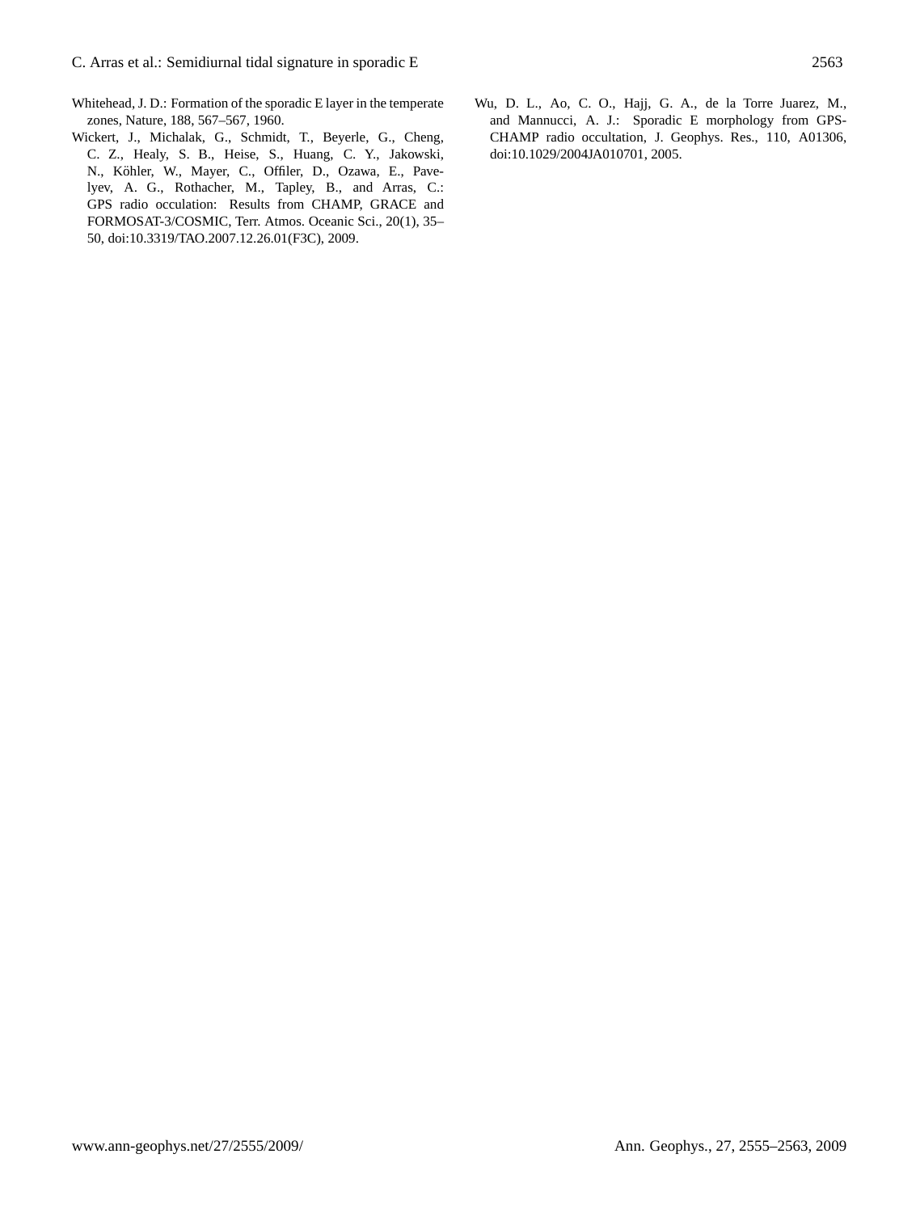Whitehead, J. D.: Formation of the sporadic E layer in the temperate zones, Nature, 188, 567–567, 1960.

Wickert, J., Michalak, G., Schmidt, T., Beyerle, G., Cheng, C. Z., Healy, S. B., Heise, S., Huang, C. Y., Jakowski, N., Köhler, W., Mayer, C., Offiler, D., Ozawa, E., Pavelyev, A. G., Rothacher, M., Tapley, B., and Arras, C.: GPS radio occulation: Results from CHAMP, GRACE and FORMOSAT-3/COSMIC, Terr. Atmos. Oceanic Sci., 20(1), 35–50, doi:10.3319/TAO.2007.12.26.01(F3C), 2009.

Wu, D. L., Ao, C. O., Hajj, G. A., de la Torre Juarez, M., and Mannucci, A. J.: Sporadic E morphology from GPS-CHAMP radio occultation, J. Geophys. Res., 110, A01306, doi:10.1029/2004JA010701, 2005.